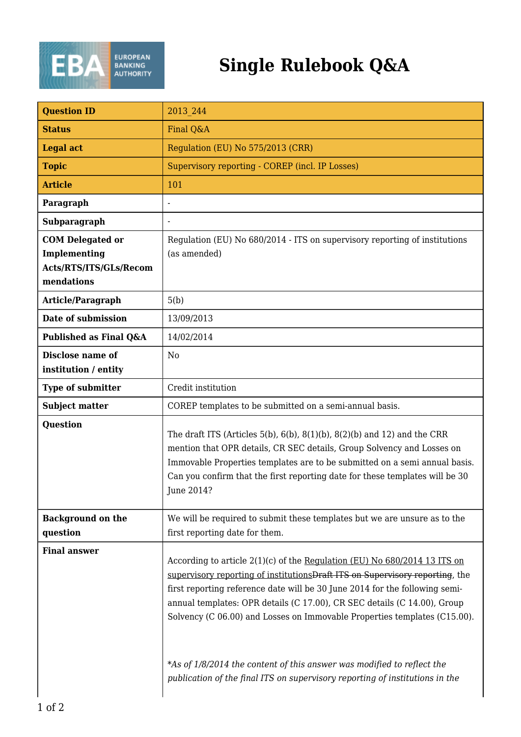# Single Rulebook Q&A

| | |
|---|---|
| **Question ID** | 2013_244 |
| **Status** | Final Q&A |
| **Legal act** | Regulation (EU) No 575/2013 (CRR) |
| **Topic** | Supervisory reporting - COREP (incl. IP Losses) |
| **Article** | 101 |
| **Paragraph** | - |
| **Subparagraph** | - |
| **COM Delegated or Implementing Acts/RTS/ITS/GLs/Recommendations** | Regulation (EU) No 680/2014 - ITS on supervisory reporting of institutions (as amended) |
| **Article/Paragraph** | 5(b) |
| **Date of submission** | 13/09/2013 |
| **Published as Final Q&A** | 14/02/2014 |
| **Disclose name of institution / entity** | No |
| **Type of submitter** | Credit institution |
| **Subject matter** | COREP templates to be submitted on a semi-annual basis. |
| **Question** | The draft ITS (Articles 5(b), 6(b), 8(1)(b), 8(2)(b) and 12) and the CRR mention that OPR details, CR SEC details, Group Solvency and Losses on Immovable Properties templates are to be submitted on a semi annual basis. Can you confirm that the first reporting date for these templates will be 30 June 2014? |
| **Background on the question** | We will be required to submit these templates but we are unsure as to the first reporting date for them. |
| **Final answer** | According to article 2(1)(c) of the Regulation (EU) No 680/2014 13 ITS on supervisory reporting of institutions~~Draft ITS on Supervisory reporting~~, the first reporting reference date will be 30 June 2014 for the following semi-annual templates: OPR details (C 17.00), CR SEC details (C 14.00), Group Solvency (C 06.00) and Losses on Immovable Properties templates (C15.00).<br><br>*\*As of 1/8/2014 the content of this answer was modified to reflect the publication of the final ITS on supervisory reporting of institutions in the* |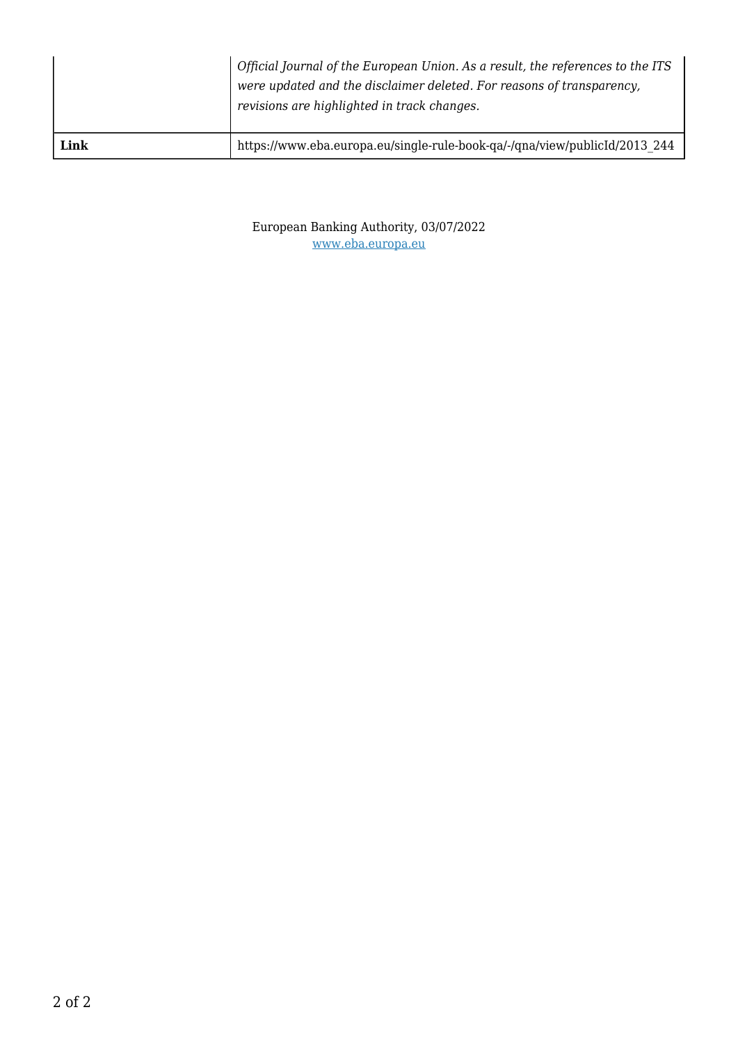| | |
|---|---|
| | *Official Journal of the European Union. As a result, the references to the ITS were updated and the disclaimer deleted. For reasons of transparency, revisions are highlighted in track changes.* |
| **Link** | https://www.eba.europa.eu/single-rule-book-qa/-/qna/view/publicId/2013_244 |

European Banking Authority, 03/07/2022
www.eba.europa.eu